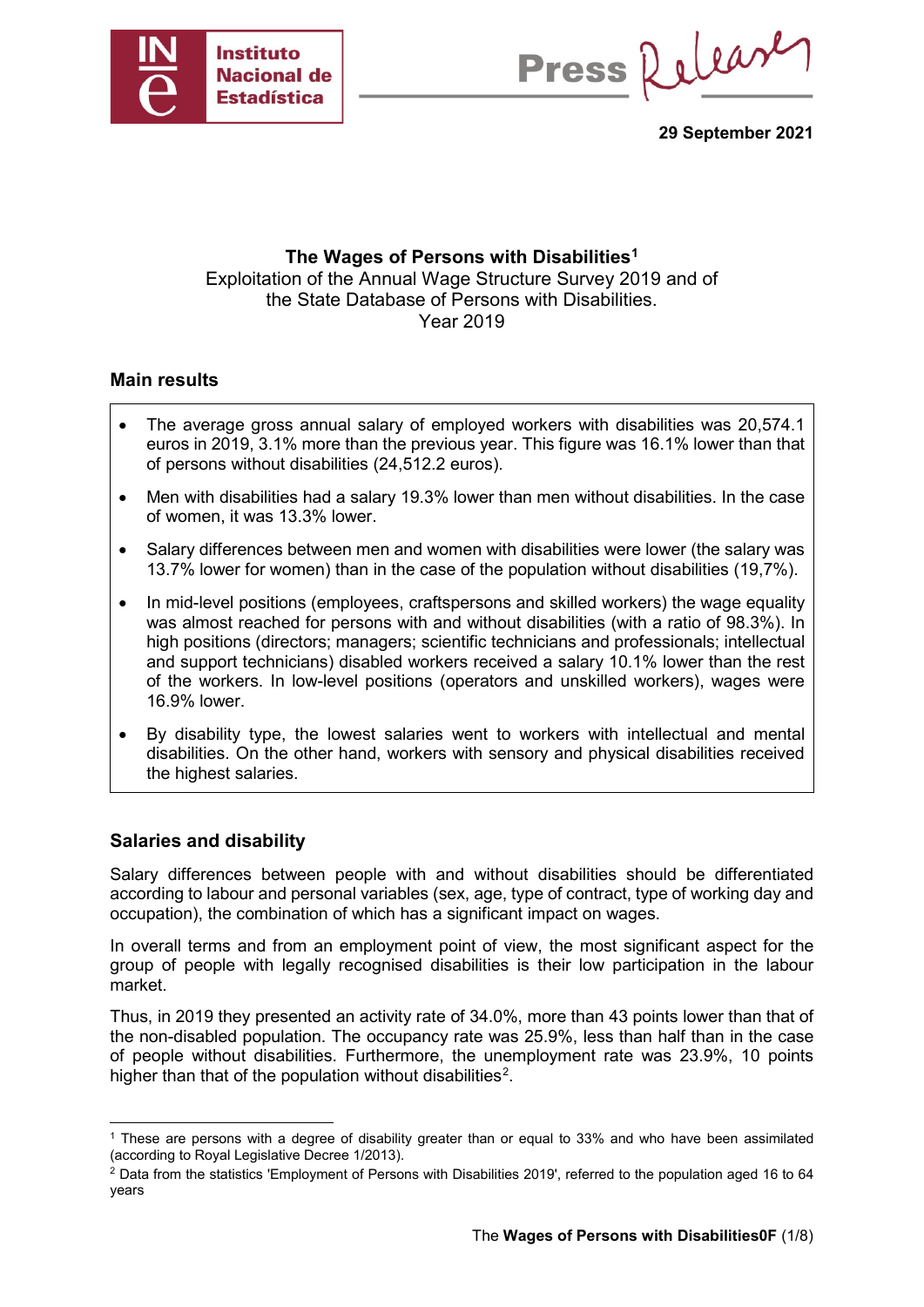# The Wages of Persons with Disabilities[1]

Exploitation of the Annual Wage Structure Survey 2019 and of the State Database of Persons with Disabilities.
Year 2019

29 September 2021

## Main results

- The average gross annual salary of employed workers with disabilities was 20,574.1 euros in 2019, 3.1% more than the previous year. This figure was 16.1% lower than that of persons without disabilities (24,512.2 euros).
- Men with disabilities had a salary 19.3% lower than men without disabilities. In the case of women, it was 13.3% lower.
- Salary differences between men and women with disabilities were lower (the salary was 13.7% lower for women) than in the case of the population without disabilities (19,7%).
- In mid-level positions (employees, craftspersons and skilled workers) the wage equality was almost reached for persons with and without disabilities (with a ratio of 98.3%). In high positions (directors; managers; scientific technicians and professionals; intellectual and support technicians) disabled workers received a salary 10.1% lower than the rest of the workers. In low-level positions (operators and unskilled workers), wages were 16.9% lower.
- By disability type, the lowest salaries went to workers with intellectual and mental disabilities. On the other hand, workers with sensory and physical disabilities received the highest salaries.

## Salaries and disability

Salary differences between people with and without disabilities should be differentiated according to labour and personal variables (sex, age, type of contract, type of working day and occupation), the combination of which has a significant impact on wages.

In overall terms and from an employment point of view, the most significant aspect for the group of people with legally recognised disabilities is their low participation in the labour market.

Thus, in 2019 they presented an activity rate of 34.0%, more than 43 points lower than that of the non-disabled population. The occupancy rate was 25.9%, less than half than in the case of people without disabilities. Furthermore, the unemployment rate was 23.9%, 10 points higher than that of the population without disabilities[2].

[1] These are persons with a degree of disability greater than or equal to 33% and who have been assimilated (according to Royal Legislative Decree 1/2013).

[2] Data from the statistics 'Employment of Persons with Disabilities 2019', referred to the population aged 16 to 64 years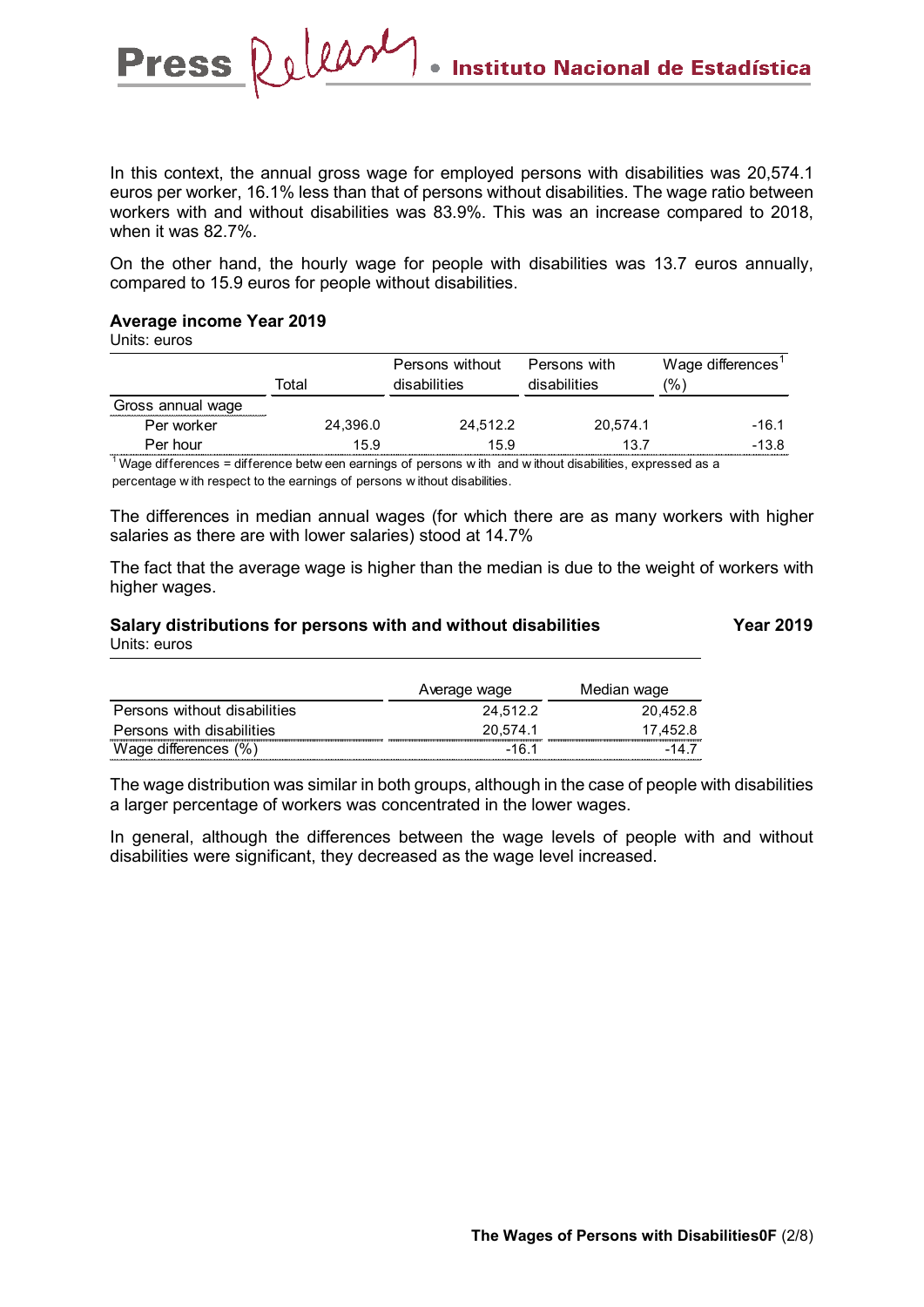In this context, the annual gross wage for employed persons with disabilities was 20,574.1 euros per worker, 16.1% less than that of persons without disabilities. The wage ratio between workers with and without disabilities was 83.9%. This was an increase compared to 2018, when it was 82.7%.

On the other hand, the hourly wage for people with disabilities was 13.7 euros annually, compared to 15.9 euros for people without disabilities.

**Average income Year 2019**

Units: euros

| | Total | Persons without disabilities | Persons with disabilities | Wage differences[1] (%) |
|---|---|---|---|---|
| Gross annual wage | | | | |
| Per worker | 24,396.0 | 24,512.2 | 20,574.1 | -16.1 |
| Per hour | 15.9 | 15.9 | 13.7 | -13.8 |

[1] Wage differences = difference between earnings of persons with and without disabilities, expressed as a percentage with respect to the earnings of persons without disabilities.

The differences in median annual wages (for which there are as many workers with higher salaries as there are with lower salaries) stood at 14.7%

The fact that the average wage is higher than the median is due to the weight of workers with higher wages.

**Salary distributions for persons with and without disabilities** **Year 2019**

Units: euros

| | Average wage | Median wage |
|---|---|---|
| Persons without disabilities | 24,512.2 | 20,452.8 |
| Persons with disabilities | 20,574.1 | 17,452.8 |
| Wage differences (%) | -16.1 | -14.7 |

The wage distribution was similar in both groups, although in the case of people with disabilities a larger percentage of workers was concentrated in the lower wages.

In general, although the differences between the wage levels of people with and without disabilities were significant, they decreased as the wage level increased.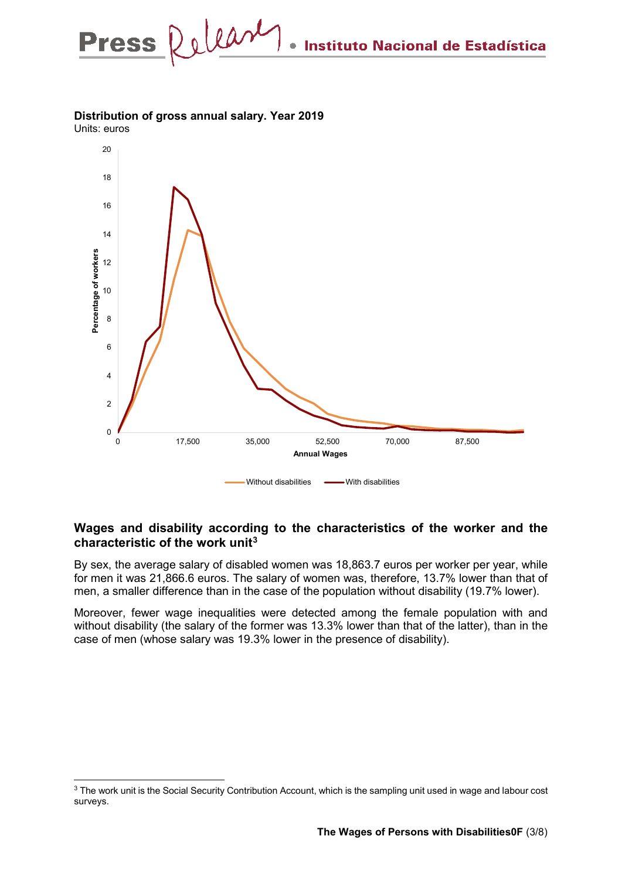**Distribution of gross annual salary. Year 2019**

Units: euros

## Wages and disability according to the characteristics of the worker and the characteristic of the work unit[3]

By sex, the average salary of disabled women was 18,863.7 euros per worker per year, while for men it was 21,866.6 euros. The salary of women was, therefore, 13.7% lower than that of men, a smaller difference than in the case of the population without disability (19.7% lower).

Moreover, fewer wage inequalities were detected among the female population with and without disability (the salary of the former was 13.3% lower than that of the latter), than in the case of men (whose salary was 19.3% lower in the presence of disability).

[3] The work unit is the Social Security Contribution Account, which is the sampling unit used in wage and labour cost surveys.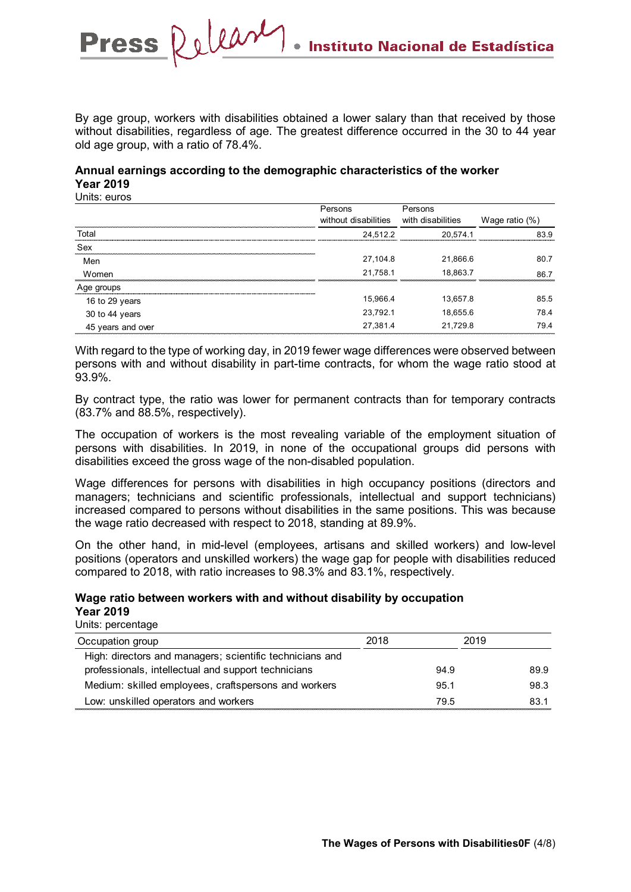By age group, workers with disabilities obtained a lower salary than that received by those without disabilities, regardless of age. The greatest difference occurred in the 30 to 44 year old age group, with a ratio of 78.4%.

**Annual earnings according to the demographic characteristics of the worker**
**Year 2019**
Units: euros

| | Persons without disabilities | Persons with disabilities | Wage ratio (%) |
|---|---|---|---|
| Total | 24,512.2 | 20,574.1 | 83.9 |
| Sex | | | |
| Men | 27,104.8 | 21,866.6 | 80.7 |
| Women | 21,758.1 | 18,863.7 | 86.7 |
| Age groups | | | |
| 16 to 29 years | 15,966.4 | 13,657.8 | 85.5 |
| 30 to 44 years | 23,792.1 | 18,655.6 | 78.4 |
| 45 years and over | 27,381.4 | 21,729.8 | 79.4 |

With regard to the type of working day, in 2019 fewer wage differences were observed between persons with and without disability in part-time contracts, for whom the wage ratio stood at 93.9%.

By contract type, the ratio was lower for permanent contracts than for temporary contracts (83.7% and 88.5%, respectively).

The occupation of workers is the most revealing variable of the employment situation of persons with disabilities. In 2019, in none of the occupational groups did persons with disabilities exceed the gross wage of the non-disabled population.

Wage differences for persons with disabilities in high occupancy positions (directors and managers; technicians and scientific professionals, intellectual and support technicians) increased compared to persons without disabilities in the same positions. This was because the wage ratio decreased with respect to 2018, standing at 89.9%.

On the other hand, in mid-level (employees, artisans and skilled workers) and low-level positions (operators and unskilled workers) the wage gap for people with disabilities reduced compared to 2018, with ratio increases to 98.3% and 83.1%, respectively.

**Wage ratio between workers with and without disability by occupation**
**Year 2019**
Units: percentage

| Occupation group | 2018 | 2019 |
|---|---|---|
| High: directors and managers; scientific technicians and professionals, intellectual and support technicians | 94.9 | 89.9 |
| Medium: skilled employees, craftspersons and workers | 95.1 | 98.3 |
| Low: unskilled operators and workers | 79.5 | 83.1 |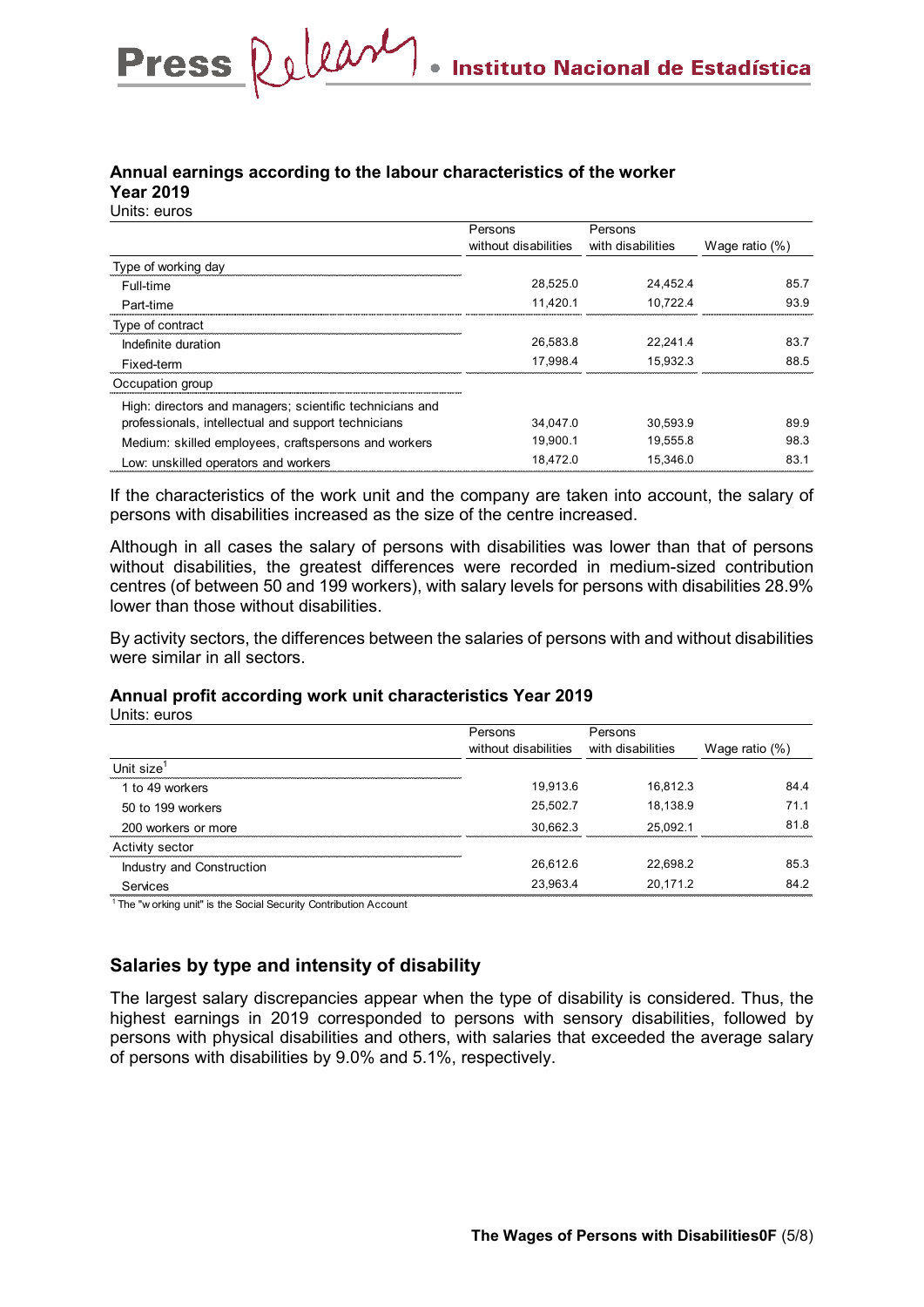**Annual earnings according to the labour characteristics of the worker**
**Year 2019**
Units: euros

| | Persons without disabilities | Persons with disabilities | Wage ratio (%) |
|---|---|---|---|
| Type of working day | | | |
| Full-time | 28,525.0 | 24,452.4 | 85.7 |
| Part-time | 11,420.1 | 10,722.4 | 93.9 |
| Type of contract | | | |
| Indefinite duration | 26,583.8 | 22,241.4 | 83.7 |
| Fixed-term | 17,998.4 | 15,932.3 | 88.5 |
| Occupation group | | | |
| High: directors and managers; scientific technicians and professionals, intellectual and support technicians | 34,047.0 | 30,593.9 | 89.9 |
| Medium: skilled employees, craftspersons and workers | 19,900.1 | 19,555.8 | 98.3 |
| Low: unskilled operators and workers | 18,472.0 | 15,346.0 | 83.1 |

If the characteristics of the work unit and the company are taken into account, the salary of persons with disabilities increased as the size of the centre increased.

Although in all cases the salary of persons with disabilities was lower than that of persons without disabilities, the greatest differences were recorded in medium-sized contribution centres (of between 50 and 199 workers), with salary levels for persons with disabilities 28.9% lower than those without disabilities.

By activity sectors, the differences between the salaries of persons with and without disabilities were similar in all sectors.

**Annual profit according work unit characteristics Year 2019**
Units: euros

| | Persons without disabilities | Persons with disabilities | Wage ratio (%) |
|---|---|---|---|
| Unit size[1] | | | |
| 1 to 49 workers | 19,913.6 | 16,812.3 | 84.4 |
| 50 to 199 workers | 25,502.7 | 18,138.9 | 71.1 |
| 200 workers or more | 30,662.3 | 25,092.1 | 81.8 |
| Activity sector | | | |
| Industry and Construction | 26,612.6 | 22,698.2 | 85.3 |
| Services | 23,963.4 | 20,171.2 | 84.2 |

[1] The "working unit" is the Social Security Contribution Account

## Salaries by type and intensity of disability

The largest salary discrepancies appear when the type of disability is considered. Thus, the highest earnings in 2019 corresponded to persons with sensory disabilities, followed by persons with physical disabilities and others, with salaries that exceeded the average salary of persons with disabilities by 9.0% and 5.1%, respectively.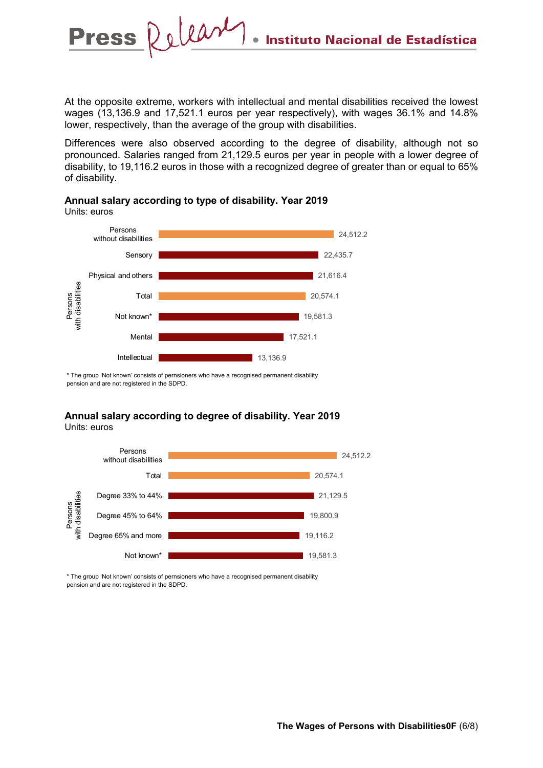At the opposite extreme, workers with intellectual and mental disabilities received the lowest wages (13,136.9 and 17,521.1 euros per year respectively), with wages 36.1% and 14.8% lower, respectively, than the average of the group with disabilities.

Differences were also observed according to the degree of disability, although not so pronounced. Salaries ranged from 21,129.5 euros per year in people with a lower degree of disability, to 19,116.2 euros in those with a recognized degree of greater than or equal to 65% of disability.

**Annual salary according to type of disability. Year 2019**

Units: euros

| | | Euros |
|---|---|---|
| Persons without disabilities | | 24,512.2 |
| Persons with disabilities | Sensory | 22,435.7 |
| | Physical and others | 21,616.4 |
| | Total | 20,574.1 |
| | Not known* | 19,581.3 |
| | Mental | 17,521.1 |
| | Intellectual | 13,136.9 |

\* The group 'Not known' consists of pernsioners who have a recognised permanent disability pension and are not registered in the SDPD.

**Annual salary according to degree of disability. Year 2019**

Units: euros

| | | Euros |
|---|---|---|
| Persons without disabilities | | 24,512.2 |
| Persons with disabilities | Total | 20,574.1 |
| | Degree 33% to 44% | 21,129.5 |
| | Degree 45% to 64% | 19,800.9 |
| | Degree 65% and more | 19,116.2 |
| | Not known* | 19,581.3 |

\* The group 'Not known' consists of pernsioners who have a recognised permanent disability pension and are not registered in the SDPD.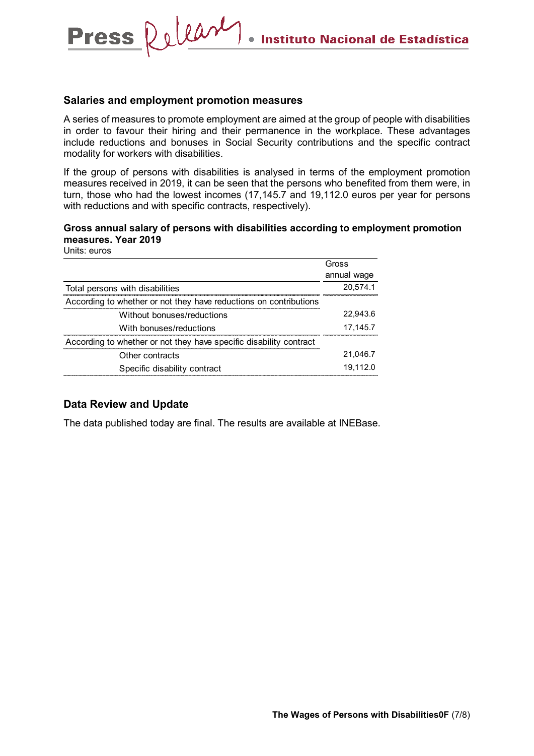## Salaries and employment promotion measures

A series of measures to promote employment are aimed at the group of people with disabilities in order to favour their hiring and their permanence in the workplace. These advantages include reductions and bonuses in Social Security contributions and the specific contract modality for workers with disabilities.

If the group of persons with disabilities is analysed in terms of the employment promotion measures received in 2019, it can be seen that the persons who benefited from them were, in turn, those who had the lowest incomes (17,145.7 and 19,112.0 euros per year for persons with reductions and with specific contracts, respectively).

**Gross annual salary of persons with disabilities according to employment promotion measures. Year 2019**

Units: euros

| | Gross annual wage |
|---|---|
| Total persons with disabilities | 20,574.1 |
| According to whether or not they have reductions on contributions | |
| Without bonuses/reductions | 22,943.6 |
| With bonuses/reductions | 17,145.7 |
| According to whether or not they have specific disability contract | |
| Other contracts | 21,046.7 |
| Specific disability contract | 19,112.0 |

## Data Review and Update

The data published today are final. The results are available at INEBase.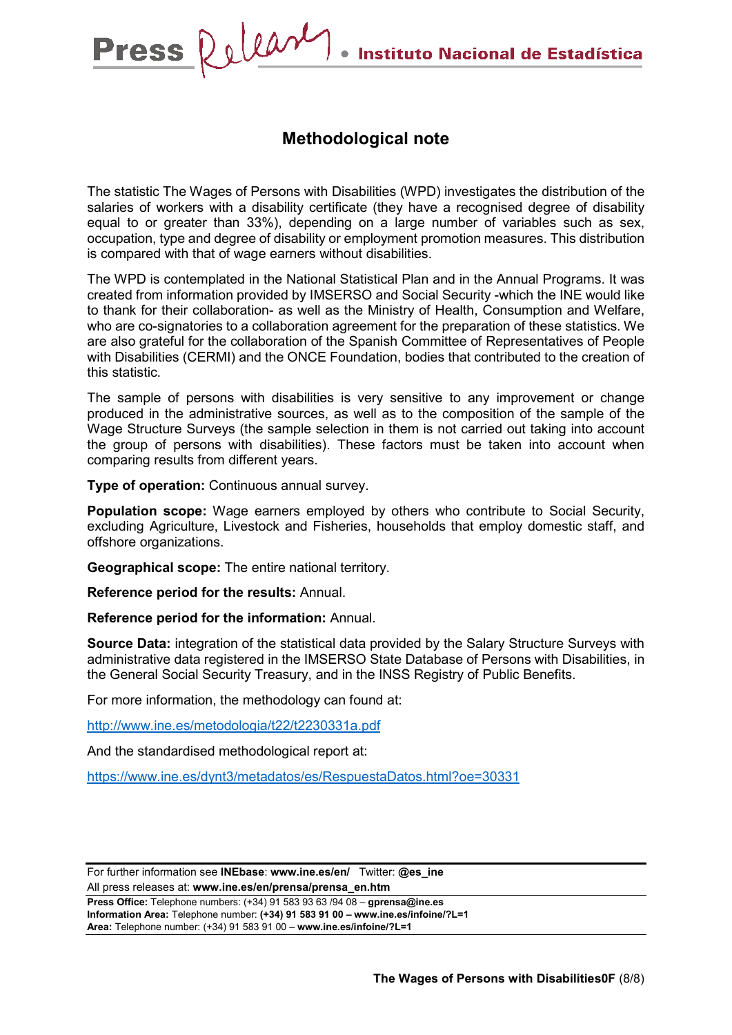# Methodological note

The statistic The Wages of Persons with Disabilities (WPD) investigates the distribution of the salaries of workers with a disability certificate (they have a recognised degree of disability equal to or greater than 33%), depending on a large number of variables such as sex, occupation, type and degree of disability or employment promotion measures. This distribution is compared with that of wage earners without disabilities.

The WPD is contemplated in the National Statistical Plan and in the Annual Programs. It was created from information provided by IMSERSO and Social Security -which the INE would like to thank for their collaboration- as well as the Ministry of Health, Consumption and Welfare, who are co-signatories to a collaboration agreement for the preparation of these statistics. We are also grateful for the collaboration of the Spanish Committee of Representatives of People with Disabilities (CERMI) and the ONCE Foundation, bodies that contributed to the creation of this statistic.

The sample of persons with disabilities is very sensitive to any improvement or change produced in the administrative sources, as well as to the composition of the sample of the Wage Structure Surveys (the sample selection in them is not carried out taking into account the group of persons with disabilities). These factors must be taken into account when comparing results from different years.

**Type of operation:** Continuous annual survey.

**Population scope:** Wage earners employed by others who contribute to Social Security, excluding Agriculture, Livestock and Fisheries, households that employ domestic staff, and offshore organizations.

**Geographical scope:** The entire national territory.

**Reference period for the results:** Annual.

**Reference period for the information:** Annual.

**Source Data:** integration of the statistical data provided by the Salary Structure Surveys with administrative data registered in the IMSERSO State Database of Persons with Disabilities, in the General Social Security Treasury, and in the INSS Registry of Public Benefits.

For more information, the methodology can found at:

http://www.ine.es/metodologia/t22/t2230331a.pdf

And the standardised methodological report at:

https://www.ine.es/dynt3/metadatos/es/RespuestaDatos.html?oe=30331

For further information see **INEbase**: **www.ine.es/en/** Twitter: **@es_ine**
All press releases at: **www.ine.es/en/prensa/prensa_en.htm**

**Press Office:** Telephone numbers: (+34) 91 583 93 63 /94 08 – **gprensa@ine.es**
**Information Area:** Telephone number: **(+34) 91 583 91 00 – www.ine.es/infoine/?L=1**
**Area:** Telephone number: (+34) 91 583 91 00 – **www.ine.es/infoine/?L=1**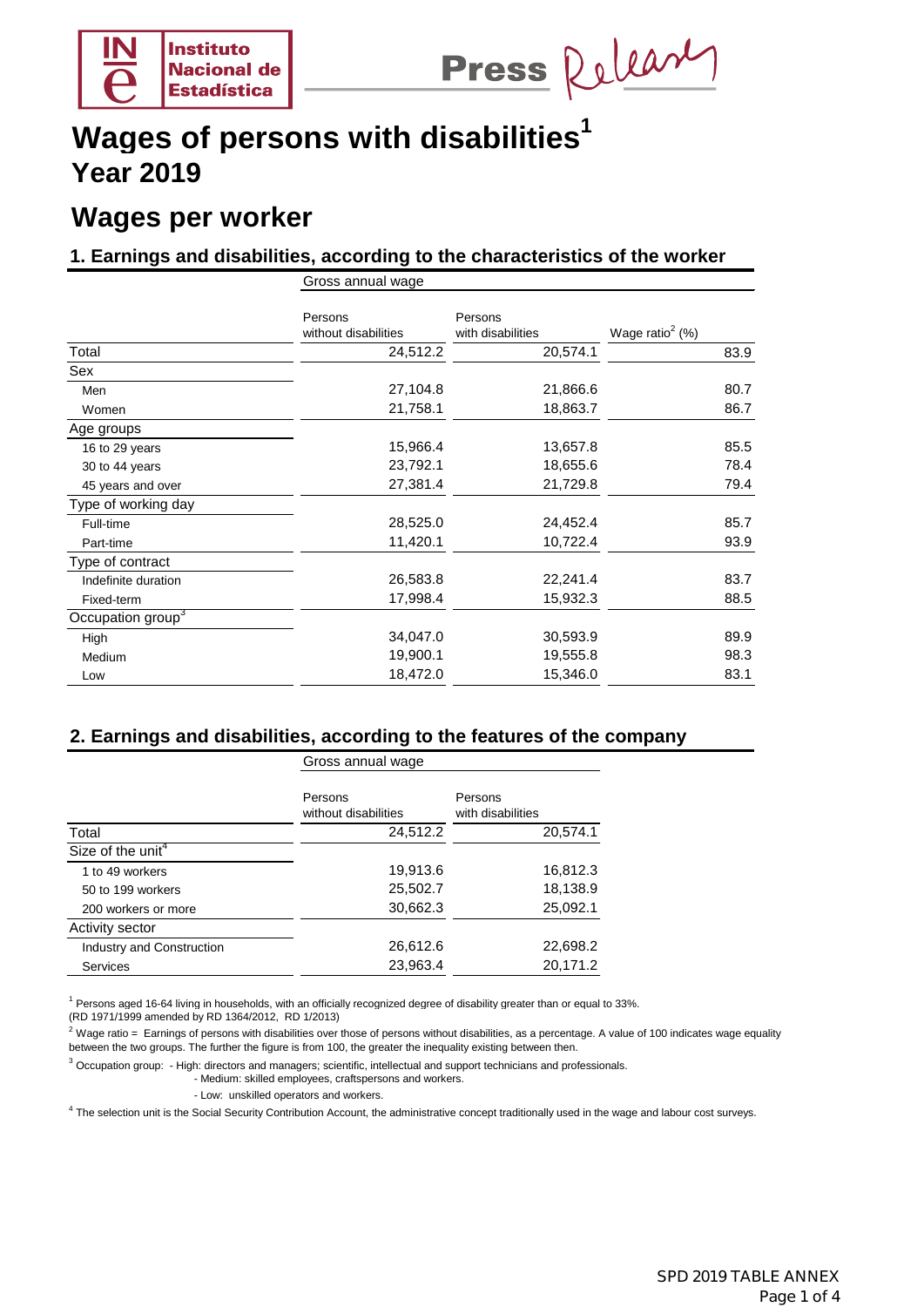# Wages of persons with disabilities[1]

# Year 2019

## Wages per worker

### 1. Earnings and disabilities, according to the characteristics of the worker

| | Gross annual wage | | |
|---|---|---|---|
| | Persons without disabilities | Persons with disabilities | Wage ratio[2] (%) |
| **Total** | 24,512.2 | 20,574.1 | 83.9 |
| **Sex** | | | |
| Men | 27,104.8 | 21,866.6 | 80.7 |
| Women | 21,758.1 | 18,863.7 | 86.7 |
| **Age groups** | | | |
| 16 to 29 years | 15,966.4 | 13,657.8 | 85.5 |
| 30 to 44 years | 23,792.1 | 18,655.6 | 78.4 |
| 45 years and over | 27,381.4 | 21,729.8 | 79.4 |
| **Type of working day** | | | |
| Full-time | 28,525.0 | 24,452.4 | 85.7 |
| Part-time | 11,420.1 | 10,722.4 | 93.9 |
| **Type of contract** | | | |
| Indefinite duration | 26,583.8 | 22,241.4 | 83.7 |
| Fixed-term | 17,998.4 | 15,932.3 | 88.5 |
| **Occupation group[3]** | | | |
| High | 34,047.0 | 30,593.9 | 89.9 |
| Medium | 19,900.1 | 19,555.8 | 98.3 |
| Low | 18,472.0 | 15,346.0 | 83.1 |

### 2. Earnings and disabilities, according to the features of the company

| | Gross annual wage | |
|---|---|---|
| | Persons without disabilities | Persons with disabilities |
| **Total** | 24,512.2 | 20,574.1 |
| **Size of the unit[4]** | | |
| 1 to 49 workers | 19,913.6 | 16,812.3 |
| 50 to 199 workers | 25,502.7 | 18,138.9 |
| 200 workers or more | 30,662.3 | 25,092.1 |
| **Activity sector** | | |
| Industry and Construction | 26,612.6 | 22,698.2 |
| Services | 23,963.4 | 20,171.2 |

[1] Persons aged 16-64 living in households, with an officially recognized degree of disability greater than or equal to 33%. (RD 1971/1999 amended by RD 1364/2012, RD 1/2013)

[2] Wage ratio = Earnings of persons with disabilities over those of persons without disabilities, as a percentage. A value of 100 indicates wage equality between the two groups. The further the figure is from 100, the greater the inequality existing between then.

[3] Occupation group: - High: directors and managers; scientific, intellectual and support technicians and professionals.
- Medium: skilled employees, craftspersons and workers.
- Low: unskilled operators and workers.

[4] The selection unit is the Social Security Contribution Account, the administrative concept traditionally used in the wage and labour cost surveys.

SPD 2019 TABLE ANNEX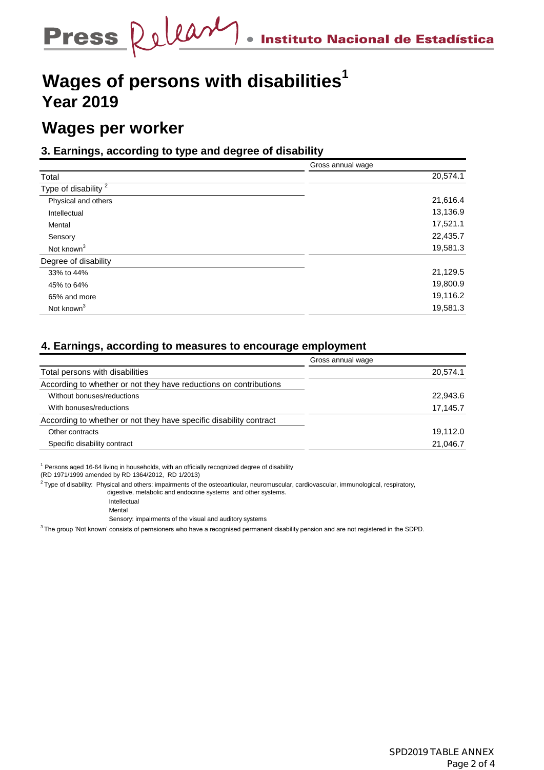# Wages of persons with disabilities[1]

## Year 2019

## Wages per worker

### 3. Earnings, according to type and degree of disability

| | Gross annual wage |
|---|---|
| Total | 20,574.1 |
| Type of disability [2] | |
| Physical and others | 21,616.4 |
| Intellectual | 13,136.9 |
| Mental | 17,521.1 |
| Sensory | 22,435.7 |
| Not known[3] | 19,581.3 |
| Degree of disability | |
| 33% to 44% | 21,129.5 |
| 45% to 64% | 19,800.9 |
| 65% and more | 19,116.2 |
| Not known[3] | 19,581.3 |

### 4. Earnings, according to measures to encourage employment

| | Gross annual wage |
|---|---|
| Total persons with disabilities | 20,574.1 |
| According to whether or not they have reductions on contributions | |
| Without bonuses/reductions | 22,943.6 |
| With bonuses/reductions | 17,145.7 |
| According to whether or not they have specific disability contract | |
| Other contracts | 19,112.0 |
| Specific disability contract | 21,046.7 |

[1] Persons aged 16-64 living in households, with an officially recognized degree of disability (RD 1971/1999 amended by RD 1364/2012, RD 1/2013)

[2] Type of disability: Physical and others: impairments of the osteoarticular, neuromuscular, cardiovascular, immunological, respiratory, digestive, metabolic and endocrine systems and other systems.
Intellectual
Mental
Sensory: impairments of the visual and auditory systems

[3] The group 'Not known' consists of pernsioners who have a recognised permanent disability pension and are not registered in the SDPD.

SPD2019 TABLE ANNEX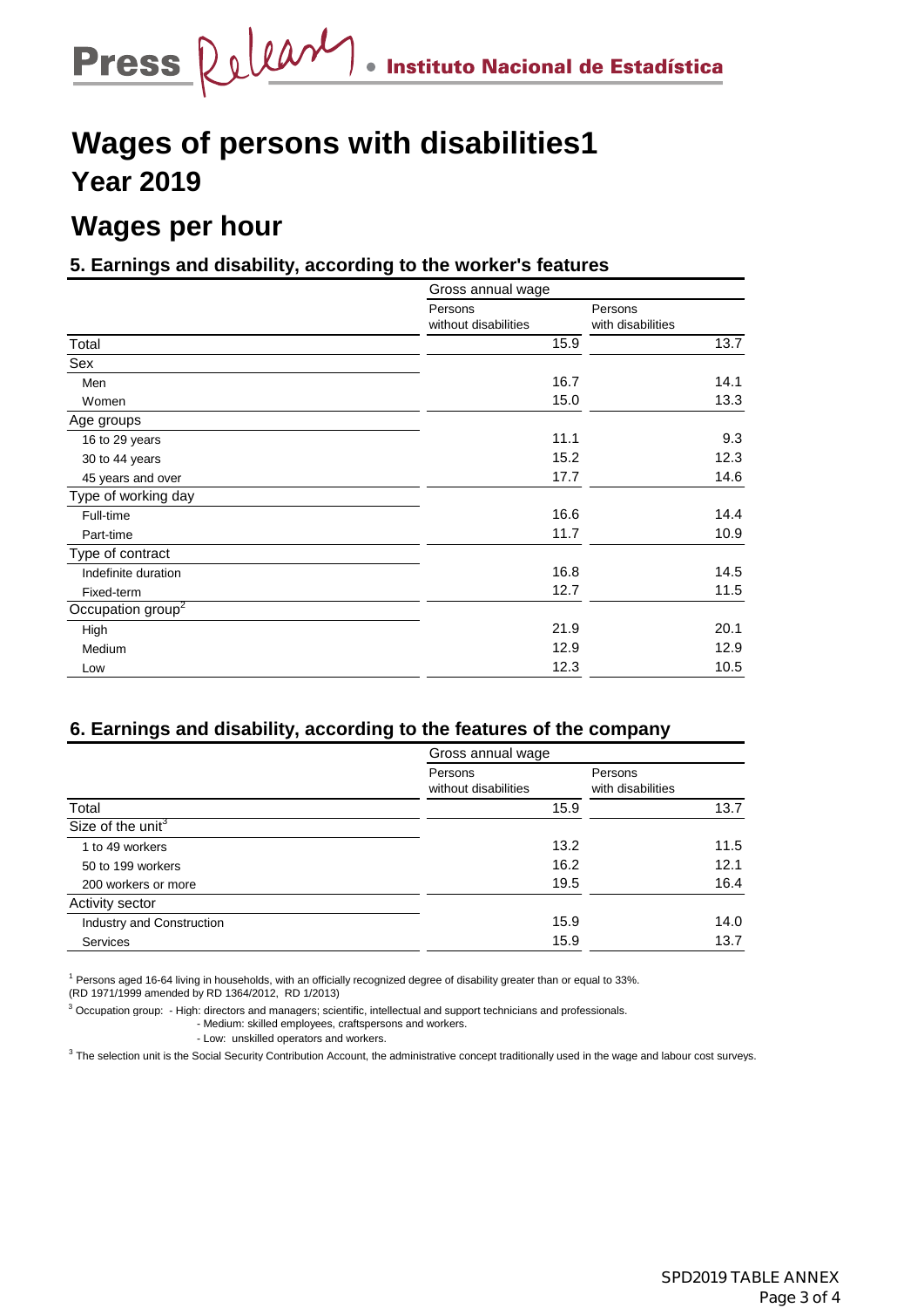# Wages of persons with disabilities[1]

## Year 2019

## Wages per hour

### 5. Earnings and disability, according to the worker's features

| | Gross annual wage | |
|---|---|---|
| | Persons without disabilities | Persons with disabilities |
| **Total** | 15.9 | 13.7 |
| **Sex** | | |
| Men | 16.7 | 14.1 |
| Women | 15.0 | 13.3 |
| **Age groups** | | |
| 16 to 29 years | 11.1 | 9.3 |
| 30 to 44 years | 15.2 | 12.3 |
| 45 years and over | 17.7 | 14.6 |
| **Type of working day** | | |
| Full-time | 16.6 | 14.4 |
| Part-time | 11.7 | 10.9 |
| **Type of contract** | | |
| Indefinite duration | 16.8 | 14.5 |
| Fixed-term | 12.7 | 11.5 |
| **Occupation group[2]** | | |
| High | 21.9 | 20.1 |
| Medium | 12.9 | 12.9 |
| Low | 12.3 | 10.5 |

### 6. Earnings and disability, according to the features of the company

| | Gross annual wage | |
|---|---|---|
| | Persons without disabilities | Persons with disabilities |
| **Total** | 15.9 | 13.7 |
| **Size of the unit[3]** | | |
| 1 to 49 workers | 13.2 | 11.5 |
| 50 to 199 workers | 16.2 | 12.1 |
| 200 workers or more | 19.5 | 16.4 |
| **Activity sector** | | |
| Industry and Construction | 15.9 | 14.0 |
| Services | 15.9 | 13.7 |

[1] Persons aged 16-64 living in households, with an officially recognized degree of disability greater than or equal to 33%. (RD 1971/1999 amended by RD 1364/2012, RD 1/2013)

[3] Occupation group: - High: directors and managers; scientific, intellectual and support technicians and professionals.
- Medium: skilled employees, craftspersons and workers.
- Low: unskilled operators and workers.

[3] The selection unit is the Social Security Contribution Account, the administrative concept traditionally used in the wage and labour cost surveys.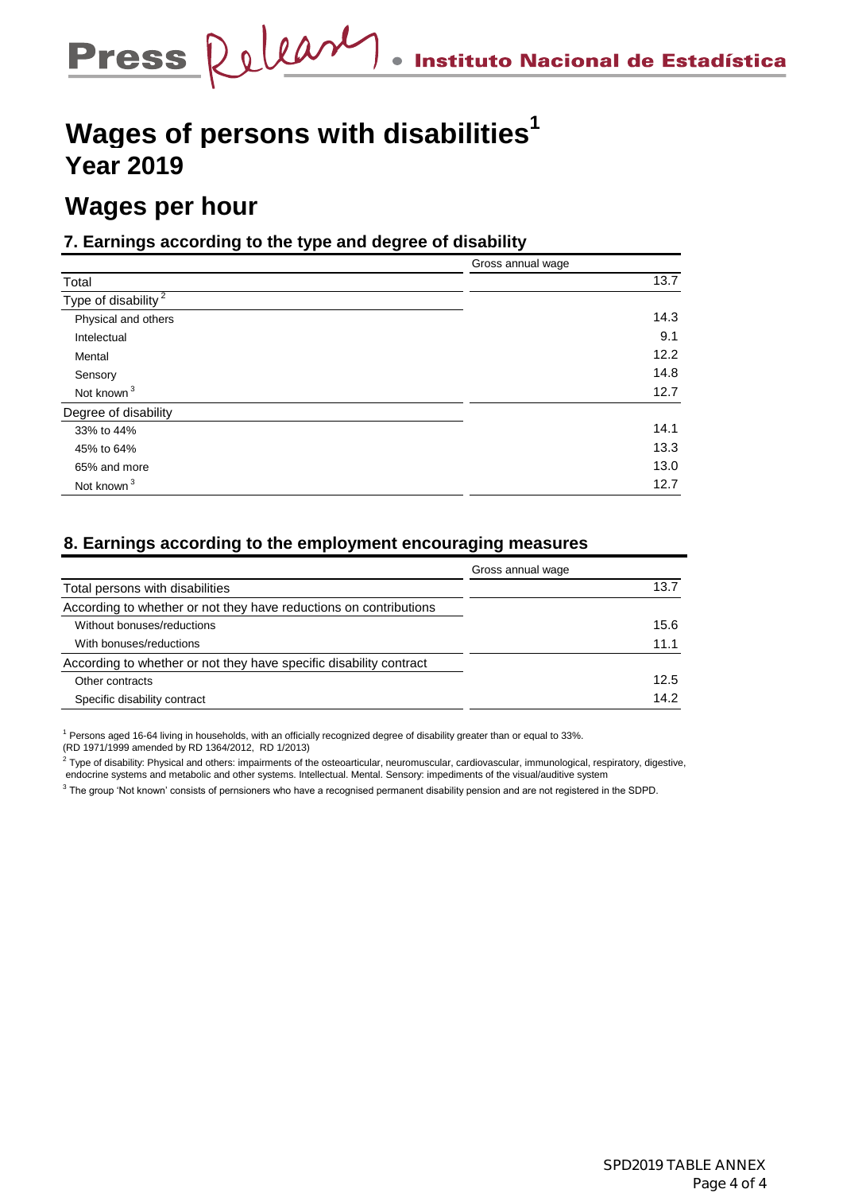# Wages of persons with disabilities[1]

## Year 2019

## Wages per hour

### 7. Earnings according to the type and degree of disability

| | Gross annual wage |
|---|---|
| Total | 13.7 |
| Type of disability [2] | |
| Physical and others | 14.3 |
| Intelectual | 9.1 |
| Mental | 12.2 |
| Sensory | 14.8 |
| Not known [3] | 12.7 |
| Degree of disability | |
| 33% to 44% | 14.1 |
| 45% to 64% | 13.3 |
| 65% and more | 13.0 |
| Not known [3] | 12.7 |

### 8. Earnings according to the employment encouraging measures

| | Gross annual wage |
|---|---|
| Total persons with disabilities | 13.7 |
| According to whether or not they have reductions on contributions | |
| Without bonuses/reductions | 15.6 |
| With bonuses/reductions | 11.1 |
| According to whether or not they have specific disability contract | |
| Other contracts | 12.5 |
| Specific disability contract | 14.2 |

[1] Persons aged 16-64 living in households, with an officially recognized degree of disability greater than or equal to 33%.
(RD 1971/1999 amended by RD 1364/2012, RD 1/2013)

[2] Type of disability: Physical and others: impairments of the osteoarticular, neuromuscular, cardiovascular, immunological, respiratory, digestive, endocrine systems and metabolic and other systems. Intellectual. Mental. Sensory: impediments of the visual/auditive system

[3] The group 'Not known' consists of pernsioners who have a recognised permanent disability pension and are not registered in the SDPD.